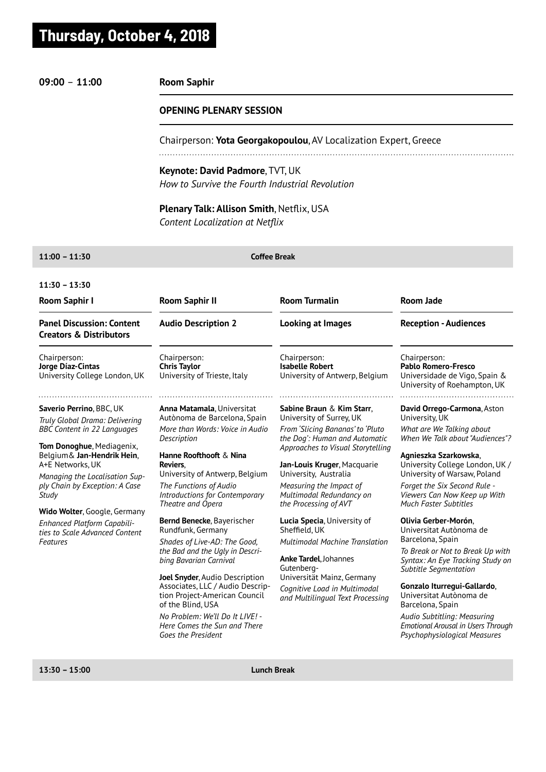# Thursday, October 4, 2018

## 09:00 – 11:00

**Room Saphir**

### OPENING PLENARY SESSION

Chairperson: **Yota Georgakopoulou**, AV Localization Expert, Greece

**Keynote: David Padmore**, TVT, UK
*How to Survive the Fourth Industrial Revolution*

**Plenary Talk: Allison Smith**, Netflix, USA
*Content Localization at Netflix*

## 11:00 – 11:30 Coffee Break

## 11:30 – 13:30

### Room Saphir I

**Panel Discussion: Content Creators & Distributors**

Chairperson:
**Jorge Díaz-Cintas**
University College London, UK

**Saverio Perrino**, BBC, UK
*Truly Global Drama: Delivering BBC Content in 22 Languages*

**Tom Donoghue**, Mediagenix, Belgium& **Jan-Hendrik Hein**, A+E Networks, UK
*Managing the Localisation Supply Chain by Exception: A Case Study*

**Wido Wolter**, Google, Germany
*Enhanced Platform Capabilities to Scale Advanced Content Features*

### Room Saphir II

**Audio Description 2**

Chairperson:
**Chris Taylor**
University of Trieste, Italy

**Anna Matamala**, Universitat Autònoma de Barcelona, Spain
*More than Words: Voice in Audio Description*

**Hanne Roofthooft** & **Nina Reviers**,
University of Antwerp, Belgium
*The Functions of Audio Introductions for Contemporary Theatre and Opera*

**Bernd Benecke**, Bayerischer Rundfunk, Germany
*Shades of Live-AD: The Good, the Bad and the Ugly in Describing Bavarian Carnival*

**Joel Snyder**, Audio Description Associates, LLC / Audio Description Project-American Council of the Blind, USA
*No Problem: We'll Do It LIVE! - Here Comes the Sun and There Goes the President*

### Room Turmalin

**Looking at Images**

Chairperson:
**Isabelle Robert**
University of Antwerp, Belgium

**Sabine Braun** & **Kim Starr**, University of Surrey, UK
*From 'Slicing Bananas' to 'Pluto the Dog': Human and Automatic Approaches to Visual Storytelling*

**Jan-Louis Kruger**, Macquarie University, Australia
*Measuring the Impact of Multimodal Redundancy on the Processing of AVT*

**Lucia Specia**, University of Sheffield, UK
*Multimodal Machine Translation*

**Anke Tardel**, Johannes Gutenberg-Universität Mainz, Germany
*Cognitive Load in Multimodal and Multilingual Text Processing*

### Room Jade

**Reception - Audiences**

Chairperson:
**Pablo Romero-Fresco**
Universidade de Vigo, Spain & University of Roehampton, UK

**David Orrego-Carmona**, Aston University, UK
*What are We Talking about When We Talk about "Audiences"?*

**Agnieszka Szarkowska**, University College London, UK / University of Warsaw, Poland
*Forget the Six Second Rule - Viewers Can Now Keep up With Much Faster Subtitles*

**Olivia Gerber-Morón**, Universitat Autònoma de Barcelona, Spain
*To Break or Not to Break Up with Syntax: An Eye Tracking Study on Subtitle Segmentation*

**Gonzalo Iturregui-Gallardo**, Universitat Autònoma de Barcelona, Spain
*Audio Subtitling: Measuring Emotional Arousal in Users Through Psychophysiological Measures*

## 13:30 – 15:00 Lunch Break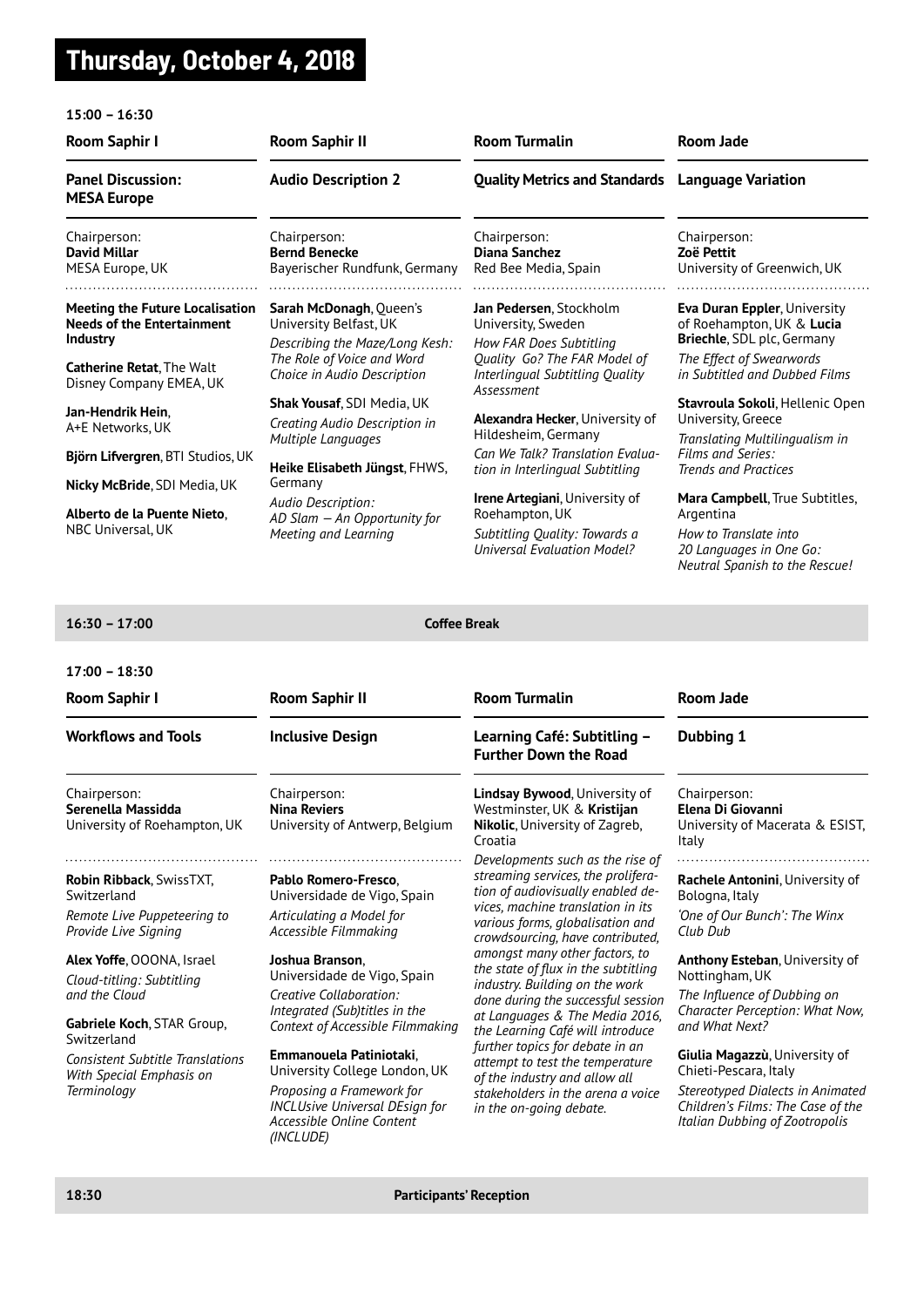# Thursday, October 4, 2018

## 15:00 – 16:30

### Room Saphir I

**Panel Discussion: MESA Europe**

Chairperson:
**David Millar**
MESA Europe, UK

**Meeting the Future Localisation Needs of the Entertainment Industry**

**Catherine Retat**, The Walt Disney Company EMEA, UK

**Jan-Hendrik Hein**, A+E Networks, UK

**Björn Lifvergren**, BTI Studios, UK

**Nicky McBride**, SDI Media, UK

**Alberto de la Puente Nieto**, NBC Universal, UK

### Room Saphir II

**Audio Description 2**

Chairperson:
**Bernd Benecke**
Bayerischer Rundfunk, Germany

**Sarah McDonagh**, Queen's University Belfast, UK
*Describing the Maze/Long Kesh: The Role of Voice and Word Choice in Audio Description*

**Shak Yousaf**, SDI Media, UK
*Creating Audio Description in Multiple Languages*

**Heike Elisabeth Jüngst**, FHWS, Germany
*Audio Description: AD Slam – An Opportunity for Meeting and Learning*

### Room Turmalin

**Quality Metrics and Standards**

Chairperson:
**Diana Sanchez**
Red Bee Media, Spain

**Jan Pedersen**, Stockholm University, Sweden
*How FAR Does Subtitling Quality Go? The FAR Model of Interlingual Subtitling Quality Assessment*

**Alexandra Hecker**, University of Hildesheim, Germany
*Can We Talk? Translation Evaluation in Interlingual Subtitling*

**Irene Artegiani**, University of Roehampton, UK
*Subtitling Quality: Towards a Universal Evaluation Model?*

### Room Jade

**Language Variation**

Chairperson:
**Zoë Pettit**
University of Greenwich, UK

**Eva Duran Eppler**, University of Roehampton, UK & **Lucia Briechle**, SDL plc, Germany
*The Effect of Swearwords in Subtitled and Dubbed Films*

**Stavroula Sokoli**, Hellenic Open University, Greece
*Translating Multilingualism in Films and Series: Trends and Practices*

**Mara Campbell**, True Subtitles, Argentina
*How to Translate into 20 Languages in One Go: Neutral Spanish to the Rescue!*

## 16:30 – 17:00 Coffee Break

## 17:00 – 18:30

### Room Saphir I

**Workflows and Tools**

Chairperson:
**Serenella Massidda**
University of Roehampton, UK

**Robin Ribback**, SwissTXT, Switzerland
*Remote Live Puppeteering to Provide Live Signing*

**Alex Yoffe**, OOONA, Israel
*Cloud-titling: Subtitling and the Cloud*

**Gabriele Koch**, STAR Group, Switzerland
*Consistent Subtitle Translations With Special Emphasis on Terminology*

### Room Saphir II

**Inclusive Design**

Chairperson:
**Nina Reviers**
University of Antwerp, Belgium

**Pablo Romero-Fresco**, Universidade de Vigo, Spain
*Articulating a Model for Accessible Filmmaking*

**Joshua Branson**, Universidade de Vigo, Spain
*Creative Collaboration: Integrated (Sub)titles in the Context of Accessible Filmmaking*

**Emmanouela Patiniotaki**, University College London, UK
*Proposing a Framework for INCLUsive Universal DEsign for Accessible Online Content (INCLUDE)*

### Room Turmalin

**Learning Café: Subtitling – Further Down the Road**

**Lindsay Bywood**, University of Westminster, UK & **Kristijan Nikolic**, University of Zagreb, Croatia

*Developments such as the rise of streaming services, the proliferation of audiovisually enabled devices, machine translation in its various forms, globalisation and crowdsourcing, have contributed, amongst many other factors, to the state of flux in the subtitling industry. Building on the work done during the successful session at Languages & The Media 2016, the Learning Café will introduce further topics for debate in an attempt to test the temperature of the industry and allow all stakeholders in the arena a voice in the on-going debate.*

### Room Jade

**Dubbing 1**

Chairperson:
**Elena Di Giovanni**
University of Macerata & ESIST, Italy

**Rachele Antonini**, University of Bologna, Italy
*'One of Our Bunch': The Winx Club Dub*

**Anthony Esteban**, University of Nottingham, UK
*The Influence of Dubbing on Character Perception: What Now, and What Next?*

**Giulia Magazzù**, University of Chieti-Pescara, Italy
*Stereotyped Dialects in Animated Children's Films: The Case of the Italian Dubbing of Zootropolis*

## 18:30 Participants' Reception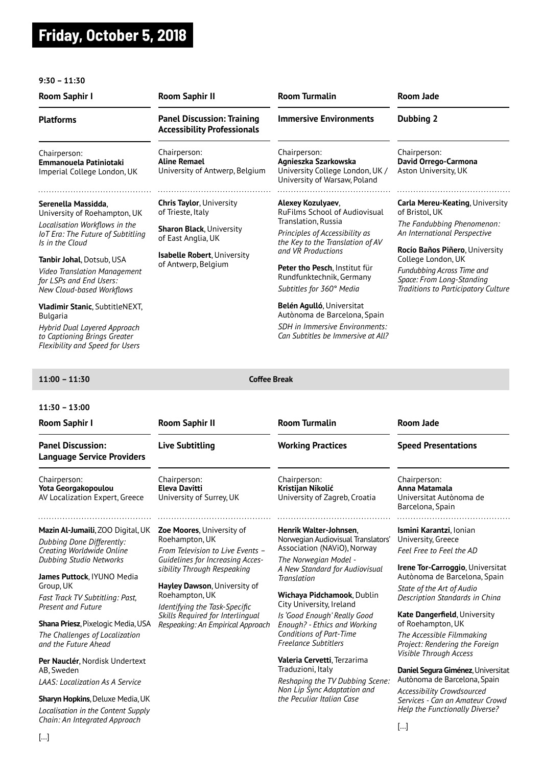# Friday, October 5, 2018

**9:30 – 11:30**

## Room Saphir I

### Platforms

Chairperson:
**Emmanouela Patiniotaki**
Imperial College London, UK

**Serenella Massidda**, University of Roehampton, UK
*Localisation Workflows in the IoT Era: The Future of Subtitling Is in the Cloud*

**Tanbir Johal**, Dotsub, USA
*Video Translation Management for LSPs and End Users: New Cloud-based Workflows*

**Vladimir Stanic**, SubtitleNEXT, Bulgaria
*Hybrid Dual Layered Approach to Captioning Brings Greater Flexibility and Speed for Users*

## Room Saphir II

### Panel Discussion: Training Accessibility Professionals

Chairperson:
**Aline Remael**
University of Antwerp, Belgium

**Chris Taylor**, University of Trieste, Italy

**Sharon Black**, University of East Anglia, UK

**Isabelle Robert**, University of Antwerp, Belgium

## Room Turmalin

### Immersive Environments

Chairperson:
**Agnieszka Szarkowska**
University College London, UK / University of Warsaw, Poland

**Alexey Kozulyaev**, RuFilms School of Audiovisual Translation, Russia
*Principles of Accessibility as the Key to the Translation of AV and VR Productions*

**Peter tho Pesch**, Institut für Rundfunktechnik, Germany
*Subtitles for 360° Media*

**Belén Agulló**, Universitat Autònoma de Barcelona, Spain
*SDH in Immersive Environments: Can Subtitles be Immersive at All?*

## Room Jade

### Dubbing 2

Chairperson:
**David Orrego-Carmona**
Aston University, UK

**Carla Mereu-Keating**, University of Bristol, UK
*The Fandubbing Phenomenon: An International Perspective*

**Rocío Baños Piñero**, University College London, UK
*Fundubbing Across Time and Space: From Long-Standing Traditions to Participatory Culture*

---

**11:00 – 11:30** — **Coffee Break**

---

**11:30 – 13:00**

## Room Saphir I

### Panel Discussion: Language Service Providers

Chairperson:
**Yota Georgakopoulou**
AV Localization Expert, Greece

**Mazin Al-Jumaili**, ZOO Digital, UK
*Dubbing Done Differently: Creating Worldwide Online Dubbing Studio Networks*

**James Puttock**, IYUNO Media Group, UK
*Fast Track TV Subtitling: Past, Present and Future*

**Shana Priesz**, Pixelogic Media, USA
*The Challenges of Localization and the Future Ahead*

**Per Nauclér**, Nordisk Undertext AB, Sweden
*LAAS: Localization As A Service*

**Sharyn Hopkins**, Deluxe Media, UK
*Localisation in the Content Supply Chain: An Integrated Approach*

[...]

## Room Saphir II

### Live Subtitling

Chairperson:
**Eleva Davitti**
University of Surrey, UK

**Zoe Moores**, University of Roehampton, UK
*From Television to Live Events – Guidelines for Increasing Accessibility Through Respeaking*

**Hayley Dawson**, University of Roehampton, UK
*Identifying the Task-Specific Skills Required for Interlingual Respeaking: An Empirical Approach*

## Room Turmalin

### Working Practices

Chairperson:
**Kristijan Nikolić**
University of Zagreb, Croatia

**Henrik Walter-Johnsen**, Norwegian Audiovisual Translators' Association (NAViO), Norway
*The Norwegian Model - A New Standard for Audiovisual Translation*

**Wichaya Pidchamook**, Dublin City University, Ireland
*Is 'Good Enough' Really Good Enough? - Ethics and Working Conditions of Part-Time Freelance Subtitlers*

**Valeria Cervetti**, Terzarima Traduzioni, Italy
*Reshaping the TV Dubbing Scene: Non Lip Sync Adaptation and the Peculiar Italian Case*

## Room Jade

### Speed Presentations

Chairperson:
**Anna Matamala**
Universitat Autònoma de Barcelona, Spain

**Ismini Karantzi**, Ionian University, Greece
*Feel Free to Feel the AD*

**Irene Tor-Carroggio**, Universitat Autònoma de Barcelona, Spain
*State of the Art of Audio Description Standards in China*

**Kate Dangerfield**, University of Roehampton, UK
*The Accessible Filmmaking Project: Rendering the Foreign Visible Through Access*

**Daniel Segura Giménez**, Universitat Autònoma de Barcelona, Spain
*Accessibility Crowdsourced Services - Can an Amateur Crowd Help the Functionally Diverse?*

[...]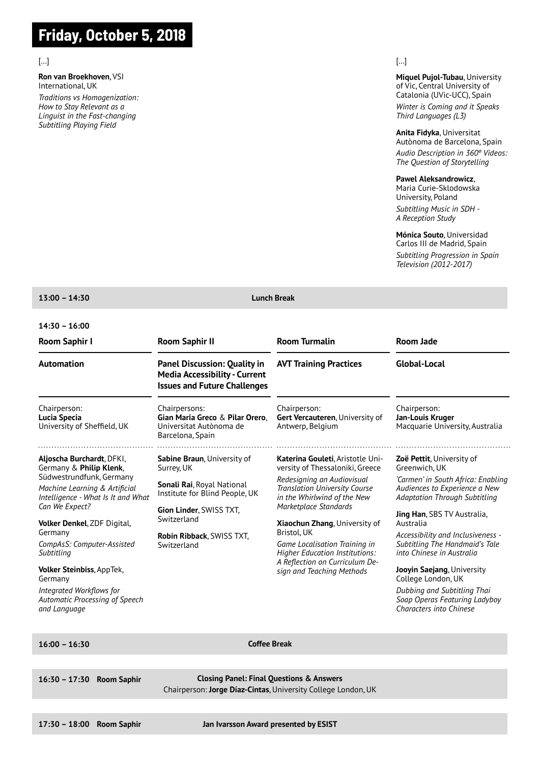# Friday, October 5, 2018

[...]

**Ron van Broekhoven**, VSI International, UK

*Traditions vs Homogenization: How to Stay Relevant as a Linguist in the Fast-changing Subtitling Playing Field*

[...]

**Miquel Pujol-Tubau**, University of Vic, Central University of Catalonia (UVic-UCC), Spain

*Winter is Coming and it Speaks Third Languages (L3)*

**Anita Fidyka**, Universitat Autònoma de Barcelona, Spain

*Audio Description in 360º Videos: The Question of Storytelling*

**Pawel Aleksandrowicz**, Maria Curie-Sklodowska University, Poland

*Subtitling Music in SDH - A Reception Study*

**Mónica Souto**, Universidad Carlos III de Madrid, Spain

*Subtitling Progression in Spain Television (2012-2017)*

**13:00 – 14:30** **Lunch Break**

**14:30 – 16:00**

## Room Saphir I

### Automation

Chairperson:
**Lucia Specia**
University of Sheffield, UK

**Aljoscha Burchardt**, DFKI, Germany & **Philip Klenk**, Südwestrundfunk, Germany

*Machine Learning & Artificial Intelligence - What Is It and What Can We Expect?*

**Volker Denkel**, ZDF Digital, Germany

*CompAsS: Computer-Assisted Subtitling*

**Volker Steinbiss**, AppTek, Germany

*Integrated Workflows for Automatic Processing of Speech and Language*

## Room Saphir II

### Panel Discussion: Quality in Media Accessibility - Current Issues and Future Challenges

Chairpersons:
**Gian Maria Greco** & **Pilar Orero**, Universitat Autònoma de Barcelona, Spain

**Sabine Braun**, University of Surrey, UK

**Sonali Rai**, Royal National Institute for Blind People, UK

**Gion Linder**, SWISS TXT, Switzerland

**Robin Ribback**, SWISS TXT, Switzerland

## Room Turmalin

### AVT Training Practices

Chairperson:
**Gert Vercauteren**, University of Antwerp, Belgium

**Katerina Gouleti**, Aristotle University of Thessaloniki, Greece

*Redesigning an Audiovisual Translation University Course in the Whirlwind of the New Marketplace Standards*

**Xiaochun Zhang**, University of Bristol, UK

*Game Localisation Training in Higher Education Institutions: A Reflection on Curriculum Design and Teaching Methods*

## Room Jade

### Global-Local

Chairperson:
**Jan-Louis Kruger**
Macquarie University, Australia

**Zoë Pettit**, University of Greenwich, UK

*'Carmen' in South Africa: Enabling Audiences to Experience a New Adaptation Through Subtitling*

**Jing Han**, SBS TV Australia, Australia

*Accessibility and Inclusiveness - Subtitling The Handmaid's Tale into Chinese in Australia*

**Jooyin Saejang**, University College London, UK

*Dubbing and Subtitling Thai Soap Operas Featuring Ladyboy Characters into Chinese*

**16:00 – 16:30** **Coffee Break**

**16:30 – 17:30 Room Saphir** **Closing Panel: Final Questions & Answers**
Chairperson: **Jorge Díaz-Cintas**, University College London, UK

**17:30 – 18:00 Room Saphir** **Jan Ivarsson Award presented by ESIST**